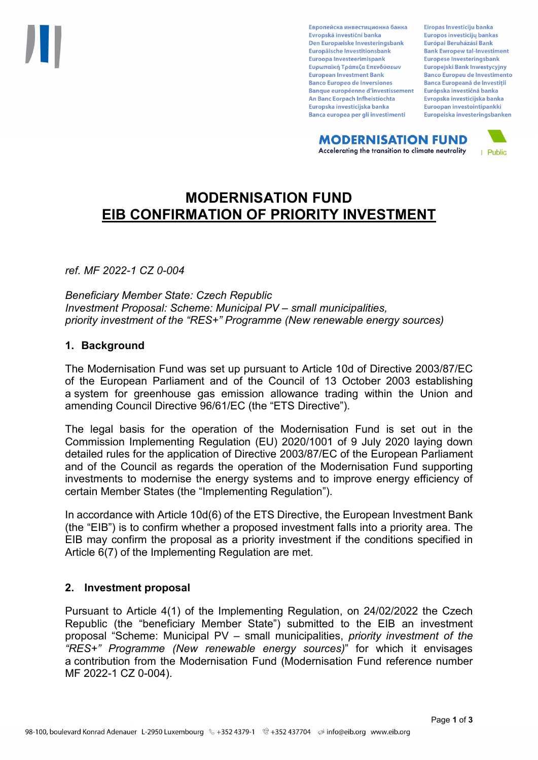# MODERNISATION FUND
## EIB CONFIRMATION OF PRIORITY INVESTMENT

*ref. MF 2022-1 CZ 0-004*

*Beneficiary Member State: Czech Republic*
*Investment Proposal: Scheme: Municipal PV – small municipalities, priority investment of the "RES+" Programme (New renewable energy sources)*

### 1. Background

The Modernisation Fund was set up pursuant to Article 10d of Directive 2003/87/EC of the European Parliament and of the Council of 13 October 2003 establishing a system for greenhouse gas emission allowance trading within the Union and amending Council Directive 96/61/EC (the "ETS Directive").

The legal basis for the operation of the Modernisation Fund is set out in the Commission Implementing Regulation (EU) 2020/1001 of 9 July 2020 laying down detailed rules for the application of Directive 2003/87/EC of the European Parliament and of the Council as regards the operation of the Modernisation Fund supporting investments to modernise the energy systems and to improve energy efficiency of certain Member States (the "Implementing Regulation").

In accordance with Article 10d(6) of the ETS Directive, the European Investment Bank (the "EIB") is to confirm whether a proposed investment falls into a priority area. The EIB may confirm the proposal as a priority investment if the conditions specified in Article 6(7) of the Implementing Regulation are met.

### 2. Investment proposal

Pursuant to Article 4(1) of the Implementing Regulation, on 24/02/2022 the Czech Republic (the "beneficiary Member State") submitted to the EIB an investment proposal "Scheme: Municipal PV – small municipalities, *priority investment of the "RES+" Programme (New renewable energy sources)*" for which it envisages a contribution from the Modernisation Fund (Modernisation Fund reference number MF 2022-1 CZ 0-004).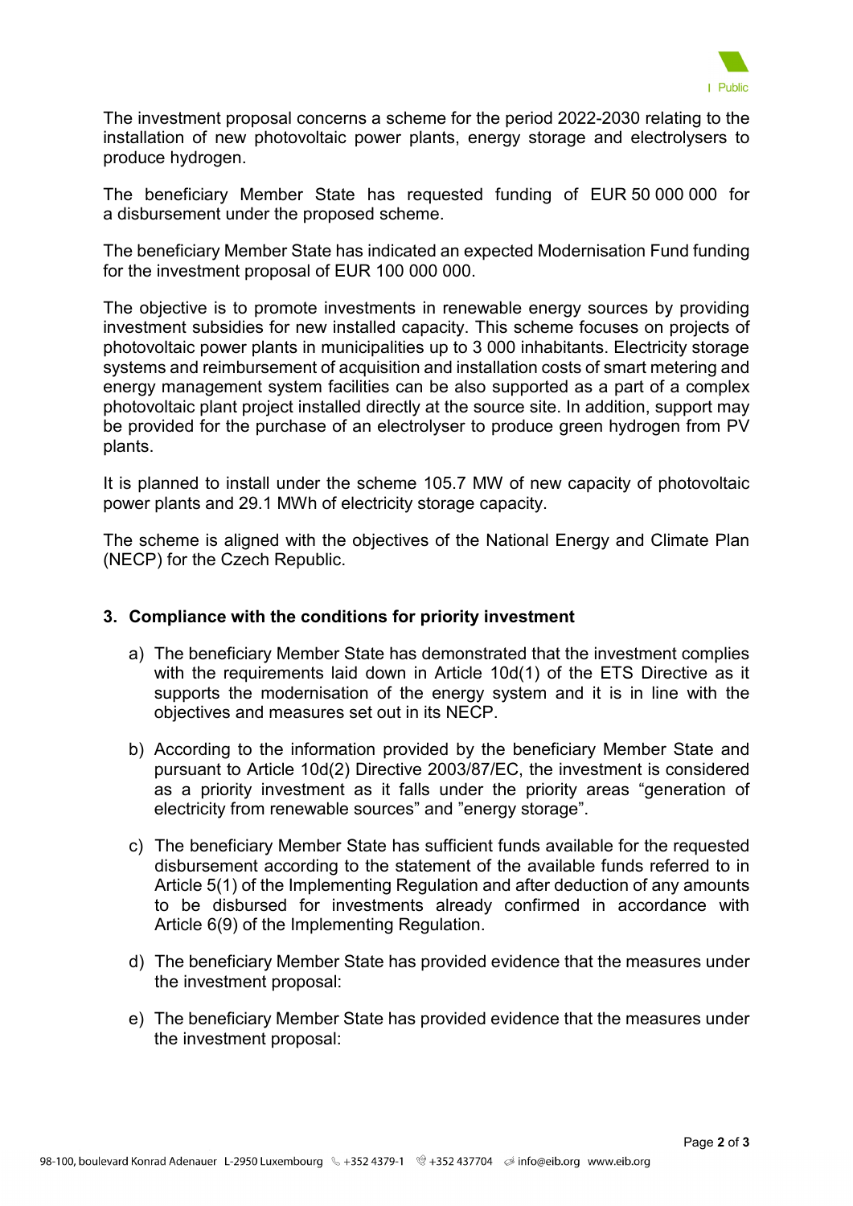The investment proposal concerns a scheme for the period 2022-2030 relating to the installation of new photovoltaic power plants, energy storage and electrolysers to produce hydrogen.

The beneficiary Member State has requested funding of EUR 50 000 000 for a disbursement under the proposed scheme.

The beneficiary Member State has indicated an expected Modernisation Fund funding for the investment proposal of EUR 100 000 000.

The objective is to promote investments in renewable energy sources by providing investment subsidies for new installed capacity. This scheme focuses on projects of photovoltaic power plants in municipalities up to 3 000 inhabitants. Electricity storage systems and reimbursement of acquisition and installation costs of smart metering and energy management system facilities can be also supported as a part of a complex photovoltaic plant project installed directly at the source site. In addition, support may be provided for the purchase of an electrolyser to produce green hydrogen from PV plants.

It is planned to install under the scheme 105.7 MW of new capacity of photovoltaic power plants and 29.1 MWh of electricity storage capacity.

The scheme is aligned with the objectives of the National Energy and Climate Plan (NECP) for the Czech Republic.

## 3. Compliance with the conditions for priority investment

a) The beneficiary Member State has demonstrated that the investment complies with the requirements laid down in Article 10d(1) of the ETS Directive as it supports the modernisation of the energy system and it is in line with the objectives and measures set out in its NECP.

b) According to the information provided by the beneficiary Member State and pursuant to Article 10d(2) Directive 2003/87/EC, the investment is considered as a priority investment as it falls under the priority areas "generation of electricity from renewable sources" and "energy storage".

c) The beneficiary Member State has sufficient funds available for the requested disbursement according to the statement of the available funds referred to in Article 5(1) of the Implementing Regulation and after deduction of any amounts to be disbursed for investments already confirmed in accordance with Article 6(9) of the Implementing Regulation.

d) The beneficiary Member State has provided evidence that the measures under the investment proposal:

e) The beneficiary Member State has provided evidence that the measures under the investment proposal: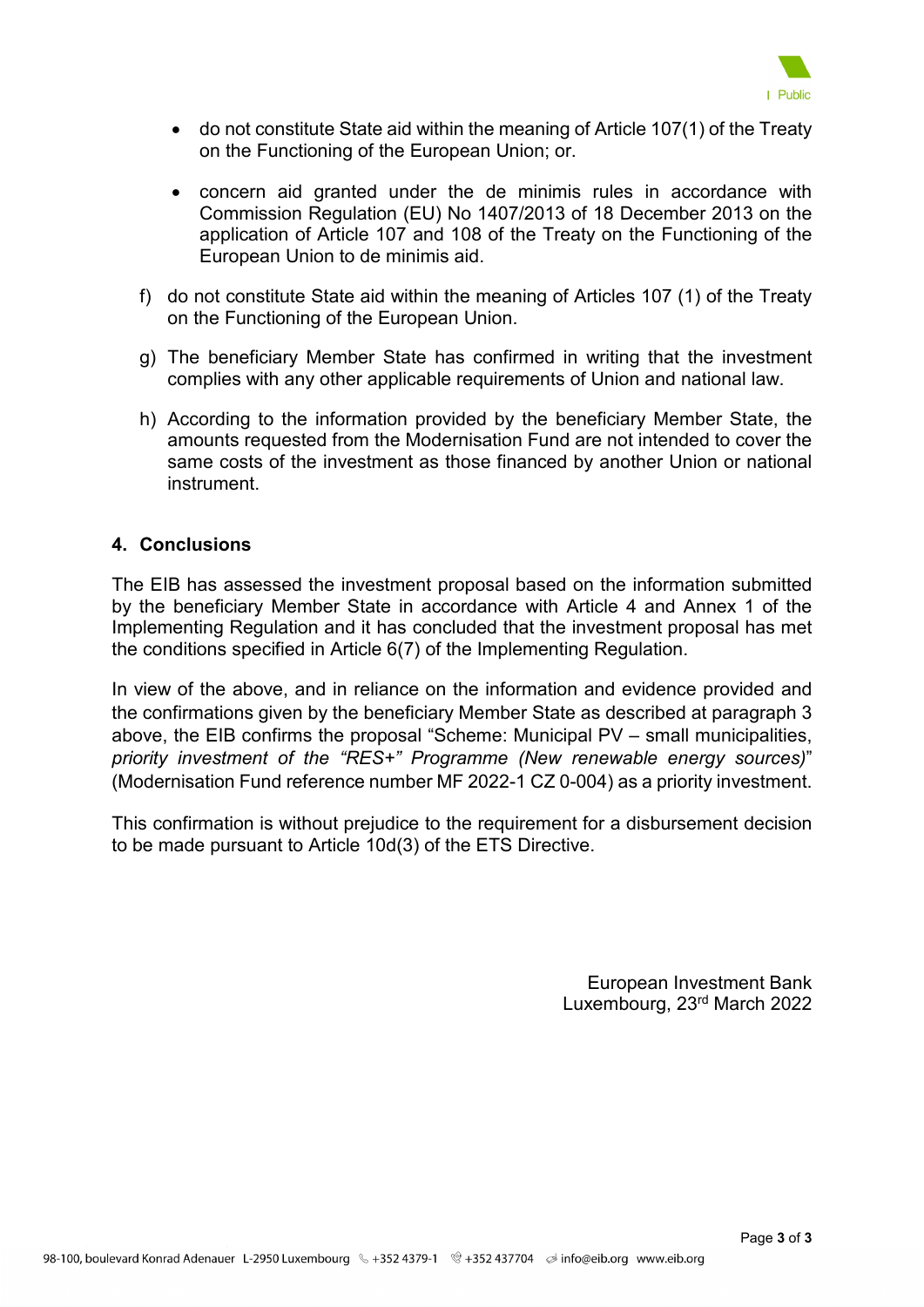- do not constitute State aid within the meaning of Article 107(1) of the Treaty on the Functioning of the European Union; or.
- concern aid granted under the de minimis rules in accordance with Commission Regulation (EU) No 1407/2013 of 18 December 2013 on the application of Article 107 and 108 of the Treaty on the Functioning of the European Union to de minimis aid.

f) do not constitute State aid within the meaning of Articles 107 (1) of the Treaty on the Functioning of the European Union.

g) The beneficiary Member State has confirmed in writing that the investment complies with any other applicable requirements of Union and national law.

h) According to the information provided by the beneficiary Member State, the amounts requested from the Modernisation Fund are not intended to cover the same costs of the investment as those financed by another Union or national instrument.

## 4. Conclusions

The EIB has assessed the investment proposal based on the information submitted by the beneficiary Member State in accordance with Article 4 and Annex 1 of the Implementing Regulation and it has concluded that the investment proposal has met the conditions specified in Article 6(7) of the Implementing Regulation.

In view of the above, and in reliance on the information and evidence provided and the confirmations given by the beneficiary Member State as described at paragraph 3 above, the EIB confirms the proposal "Scheme: Municipal PV – small municipalities, *priority investment of the "RES+" Programme (New renewable energy sources)*" (Modernisation Fund reference number MF 2022-1 CZ 0-004) as a priority investment.

This confirmation is without prejudice to the requirement for a disbursement decision to be made pursuant to Article 10d(3) of the ETS Directive.

European Investment Bank
Luxembourg, 23rd March 2022